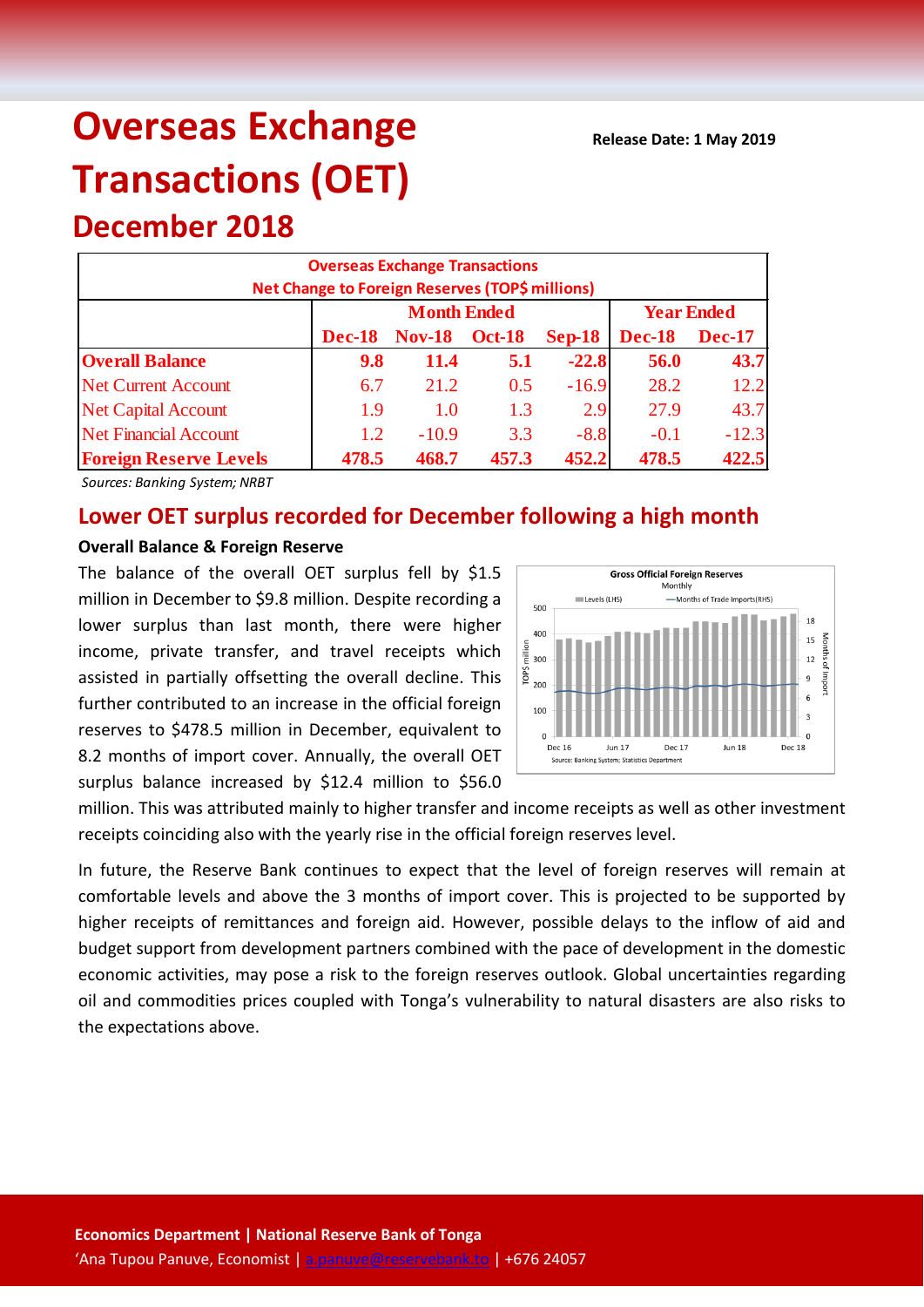# Overseas Exchange Transactions (OET)

**Release Date: 1 May 2019**

## December 2018

| Overseas Exchange Transactions Net Change to Foreign Reserves (TOP$ millions) | | | | | | |
|---|---|---|---|---|---|---|
| | Month Ended | | | | Year Ended | |
| | Dec-18 | Nov-18 | Oct-18 | Sep-18 | Dec-18 | Dec-17 |
| **Overall Balance** | **9.8** | **11.4** | **5.1** | **-22.8** | **56.0** | **43.7** |
| Net Current Account | 6.7 | 21.2 | 0.5 | -16.9 | 28.2 | 12.2 |
| Net Capital Account | 1.9 | 1.0 | 1.3 | 2.9 | 27.9 | 43.7 |
| Net Financial Account | 1.2 | -10.9 | 3.3 | -8.8 | -0.1 | -12.3 |
| **Foreign Reserve Levels** | **478.5** | **468.7** | **457.3** | **452.2** | **478.5** | **422.5** |

*Sources: Banking System; NRBT*

## Lower OET surplus recorded for December following a high month

**Overall Balance & Foreign Reserve**

The balance of the overall OET surplus fell by $1.5 million in December to $9.8 million. Despite recording a lower surplus than last month, there were higher income, private transfer, and travel receipts which assisted in partially offsetting the overall decline. This further contributed to an increase in the official foreign reserves to $478.5 million in December, equivalent to 8.2 months of import cover. Annually, the overall OET surplus balance increased by $12.4 million to $56.0 million. This was attributed mainly to higher transfer and income receipts as well as other investment receipts coinciding also with the yearly rise in the official foreign reserves level.

Gross Official Foreign Reserves
Monthly

Source: Banking System; Statistics Department

In future, the Reserve Bank continues to expect that the level of foreign reserves will remain at comfortable levels and above the 3 months of import cover. This is projected to be supported by higher receipts of remittances and foreign aid. However, possible delays to the inflow of aid and budget support from development partners combined with the pace of development in the domestic economic activities, may pose a risk to the foreign reserves outlook. Global uncertainties regarding oil and commodities prices coupled with Tonga's vulnerability to natural disasters are also risks to the expectations above.

**Economics Department | National Reserve Bank of Tonga**
'Ana Tupou Panuve, Economist | a.panuve@reservebank.to | +676 24057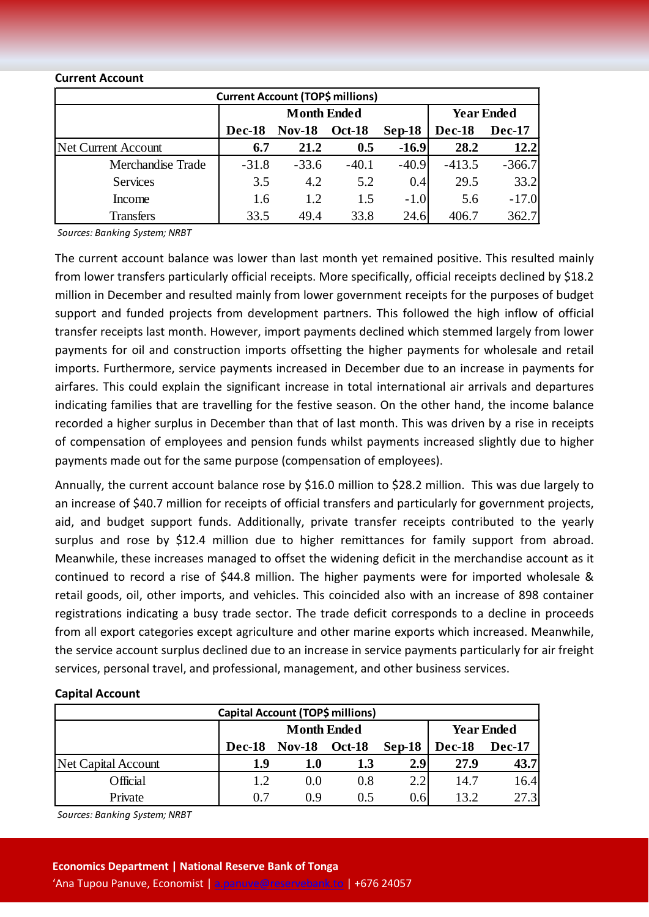**Current Account**

| Current Account (TOP$ millions) | | | | | | |
|---|---|---|---|---|---|---|
| | Month Ended | | | | Year Ended | |
| | Dec-18 | Nov-18 | Oct-18 | Sep-18 | Dec-18 | Dec-17 |
| Net Current Account | **6.7** | **21.2** | **0.5** | **-16.9** | **28.2** | **12.2** |
| Merchandise Trade | -31.8 | -33.6 | -40.1 | -40.9 | -413.5 | -366.7 |
| Services | 3.5 | 4.2 | 5.2 | 0.4 | 29.5 | 33.2 |
| Income | 1.6 | 1.2 | 1.5 | -1.0 | 5.6 | -17.0 |
| Transfers | 33.5 | 49.4 | 33.8 | 24.6 | 406.7 | 362.7 |

*Sources: Banking System; NRBT*

The current account balance was lower than last month yet remained positive. This resulted mainly from lower transfers particularly official receipts. More specifically, official receipts declined by $18.2 million in December and resulted mainly from lower government receipts for the purposes of budget support and funded projects from development partners. This followed the high inflow of official transfer receipts last month. However, import payments declined which stemmed largely from lower payments for oil and construction imports offsetting the higher payments for wholesale and retail imports. Furthermore, service payments increased in December due to an increase in payments for airfares. This could explain the significant increase in total international air arrivals and departures indicating families that are travelling for the festive season. On the other hand, the income balance recorded a higher surplus in December than that of last month. This was driven by a rise in receipts of compensation of employees and pension funds whilst payments increased slightly due to higher payments made out for the same purpose (compensation of employees).

Annually, the current account balance rose by $16.0 million to $28.2 million. This was due largely to an increase of $40.7 million for receipts of official transfers and particularly for government projects, aid, and budget support funds. Additionally, private transfer receipts contributed to the yearly surplus and rose by $12.4 million due to higher remittances for family support from abroad. Meanwhile, these increases managed to offset the widening deficit in the merchandise account as it continued to record a rise of $44.8 million. The higher payments were for imported wholesale & retail goods, oil, other imports, and vehicles. This coincided also with an increase of 898 container registrations indicating a busy trade sector. The trade deficit corresponds to a decline in proceeds from all export categories except agriculture and other marine exports which increased. Meanwhile, the service account surplus declined due to an increase in service payments particularly for air freight services, personal travel, and professional, management, and other business services.

**Capital Account**

| Capital Account (TOP$ millions) | | | | | | |
|---|---|---|---|---|---|---|
| | Month Ended | | | | Year Ended | |
| | Dec-18 | Nov-18 | Oct-18 | Sep-18 | Dec-18 | Dec-17 |
| Net Capital Account | **1.9** | **1.0** | **1.3** | **2.9** | **27.9** | **43.7** |
| Official | 1.2 | 0.0 | 0.8 | 2.2 | 14.7 | 16.4 |
| Private | 0.7 | 0.9 | 0.5 | 0.6 | 13.2 | 27.3 |

*Sources: Banking System; NRBT*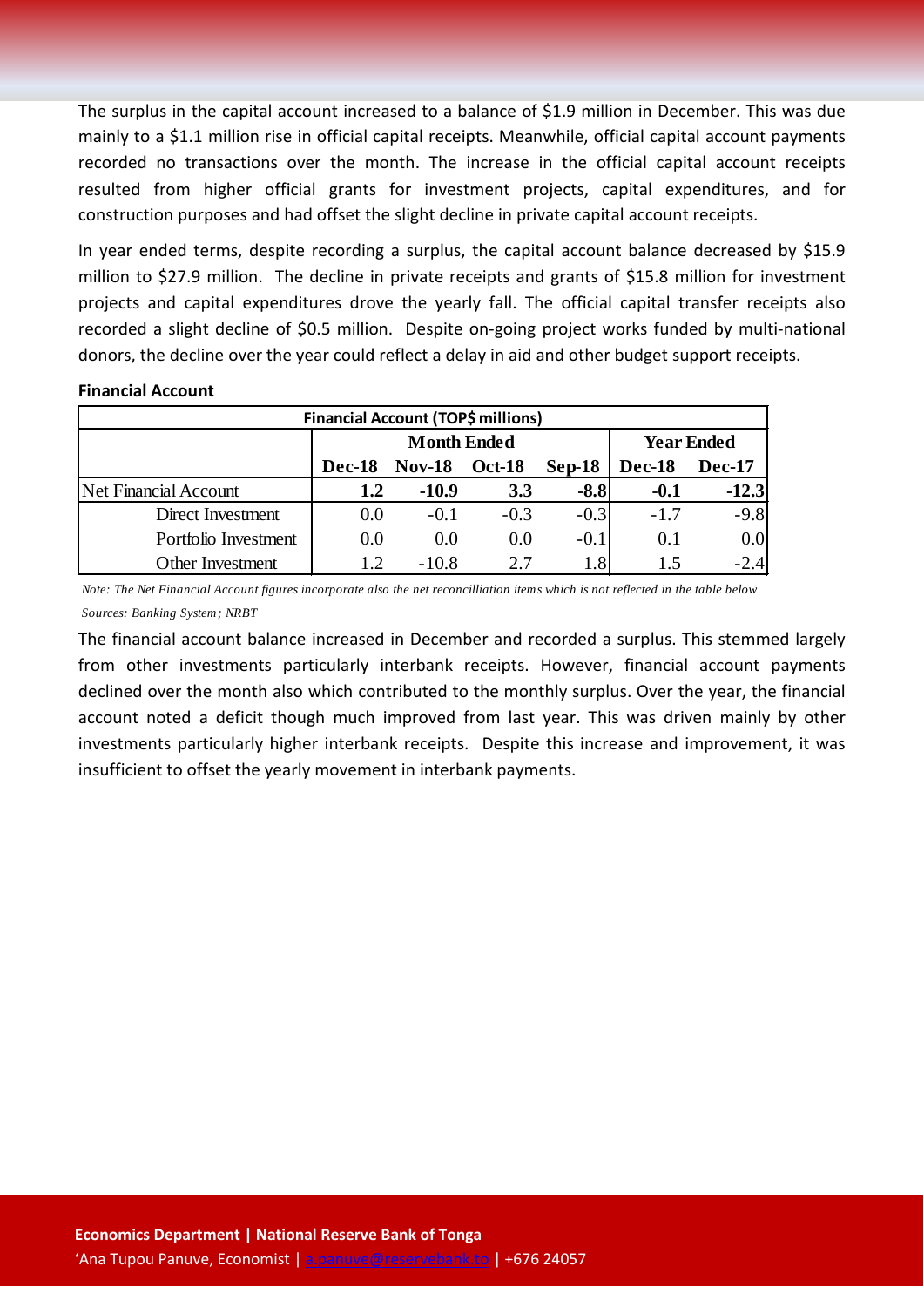The surplus in the capital account increased to a balance of $1.9 million in December. This was due mainly to a $1.1 million rise in official capital receipts. Meanwhile, official capital account payments recorded no transactions over the month. The increase in the official capital account receipts resulted from higher official grants for investment projects, capital expenditures, and for construction purposes and had offset the slight decline in private capital account receipts.

In year ended terms, despite recording a surplus, the capital account balance decreased by $15.9 million to $27.9 million. The decline in private receipts and grants of $15.8 million for investment projects and capital expenditures drove the yearly fall. The official capital transfer receipts also recorded a slight decline of $0.5 million. Despite on-going project works funded by multi-national donors, the decline over the year could reflect a delay in aid and other budget support receipts.

**Financial Account**

| Financial Account (TOP$ millions) | | | | | | |
|---|---|---|---|---|---|---|
| | Month Ended | | | | Year Ended | |
| | Dec-18 | Nov-18 | Oct-18 | Sep-18 | Dec-18 | Dec-17 |
| Net Financial Account | **1.2** | **-10.9** | **3.3** | **-8.8** | **-0.1** | **-12.3** |
| Direct Investment | 0.0 | -0.1 | -0.3 | -0.3 | -1.7 | -9.8 |
| Portfolio Investment | 0.0 | 0.0 | 0.0 | -0.1 | 0.1 | 0.0 |
| Other Investment | 1.2 | -10.8 | 2.7 | 1.8 | 1.5 | -2.4 |

*Note: The Net Financial Account figures incorporate also the net reconcilliation items which is not reflected in the table below*

*Sources: Banking System; NRBT*

The financial account balance increased in December and recorded a surplus. This stemmed largely from other investments particularly interbank receipts. However, financial account payments declined over the month also which contributed to the monthly surplus. Over the year, the financial account noted a deficit though much improved from last year. This was driven mainly by other investments particularly higher interbank receipts. Despite this increase and improvement, it was insufficient to offset the yearly movement in interbank payments.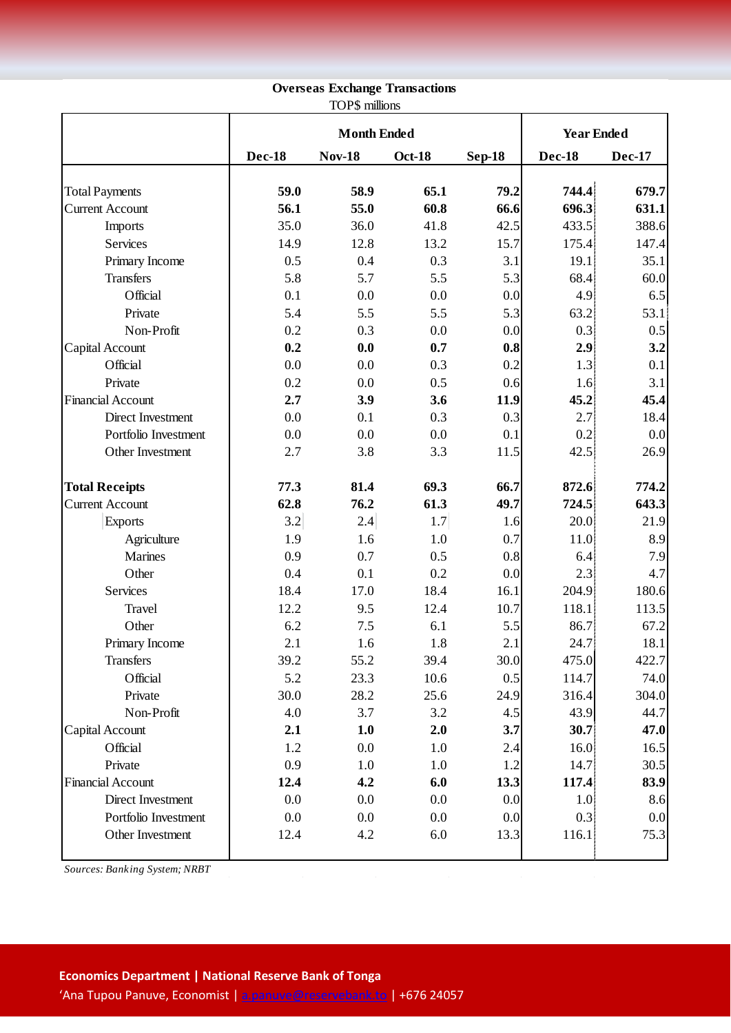**Overseas Exchange Transactions**

TOP$ millions

| | Month Ended | | | | Year Ended | |
|---|---|---|---|---|---|---|
| | Dec-18 | Nov-18 | Oct-18 | Sep-18 | Dec-18 | Dec-17 |
| Total Payments | **59.0** | **58.9** | **65.1** | **79.2** | **744.4** | **679.7** |
| Current Account | **56.1** | **55.0** | **60.8** | **66.6** | **696.3** | **631.1** |
| Imports | 35.0 | 36.0 | 41.8 | 42.5 | 433.5 | 388.6 |
| Services | 14.9 | 12.8 | 13.2 | 15.7 | 175.4 | 147.4 |
| Primary Income | 0.5 | 0.4 | 0.3 | 3.1 | 19.1 | 35.1 |
| Transfers | 5.8 | 5.7 | 5.5 | 5.3 | 68.4 | 60.0 |
| Official | 0.1 | 0.0 | 0.0 | 0.0 | 4.9 | 6.5 |
| Private | 5.4 | 5.5 | 5.5 | 5.3 | 63.2 | 53.1 |
| Non-Profit | 0.2 | 0.3 | 0.0 | 0.0 | 0.3 | 0.5 |
| Capital Account | **0.2** | **0.0** | **0.7** | **0.8** | **2.9** | **3.2** |
| Official | 0.0 | 0.0 | 0.3 | 0.2 | 1.3 | 0.1 |
| Private | 0.2 | 0.0 | 0.5 | 0.6 | 1.6 | 3.1 |
| Financial Account | **2.7** | **3.9** | **3.6** | **11.9** | **45.2** | **45.4** |
| Direct Investment | 0.0 | 0.1 | 0.3 | 0.3 | 2.7 | 18.4 |
| Portfolio Investment | 0.0 | 0.0 | 0.0 | 0.1 | 0.2 | 0.0 |
| Other Investment | 2.7 | 3.8 | 3.3 | 11.5 | 42.5 | 26.9 |
| **Total Receipts** | **77.3** | **81.4** | **69.3** | **66.7** | **872.6** | **774.2** |
| Current Account | **62.8** | **76.2** | **61.3** | **49.7** | **724.5** | **643.3** |
| Exports | 3.2 | 2.4 | 1.7 | 1.6 | 20.0 | 21.9 |
| Agriculture | 1.9 | 1.6 | 1.0 | 0.7 | 11.0 | 8.9 |
| Marines | 0.9 | 0.7 | 0.5 | 0.8 | 6.4 | 7.9 |
| Other | 0.4 | 0.1 | 0.2 | 0.0 | 2.3 | 4.7 |
| Services | 18.4 | 17.0 | 18.4 | 16.1 | 204.9 | 180.6 |
| Travel | 12.2 | 9.5 | 12.4 | 10.7 | 118.1 | 113.5 |
| Other | 6.2 | 7.5 | 6.1 | 5.5 | 86.7 | 67.2 |
| Primary Income | 2.1 | 1.6 | 1.8 | 2.1 | 24.7 | 18.1 |
| Transfers | 39.2 | 55.2 | 39.4 | 30.0 | 475.0 | 422.7 |
| Official | 5.2 | 23.3 | 10.6 | 0.5 | 114.7 | 74.0 |
| Private | 30.0 | 28.2 | 25.6 | 24.9 | 316.4 | 304.0 |
| Non-Profit | 4.0 | 3.7 | 3.2 | 4.5 | 43.9 | 44.7 |
| Capital Account | **2.1** | **1.0** | **2.0** | **3.7** | **30.7** | **47.0** |
| Official | 1.2 | 0.0 | 1.0 | 2.4 | 16.0 | 16.5 |
| Private | 0.9 | 1.0 | 1.0 | 1.2 | 14.7 | 30.5 |
| Financial Account | **12.4** | **4.2** | **6.0** | **13.3** | **117.4** | **83.9** |
| Direct Investment | 0.0 | 0.0 | 0.0 | 0.0 | 1.0 | 8.6 |
| Portfolio Investment | 0.0 | 0.0 | 0.0 | 0.0 | 0.3 | 0.0 |
| Other Investment | 12.4 | 4.2 | 6.0 | 13.3 | 116.1 | 75.3 |

*Sources: Banking System; NRBT*

**Economics Department | National Reserve Bank of Tonga**

'Ana Tupou Panuve, Economist | a.panuve@reservebank.to | +676 24057